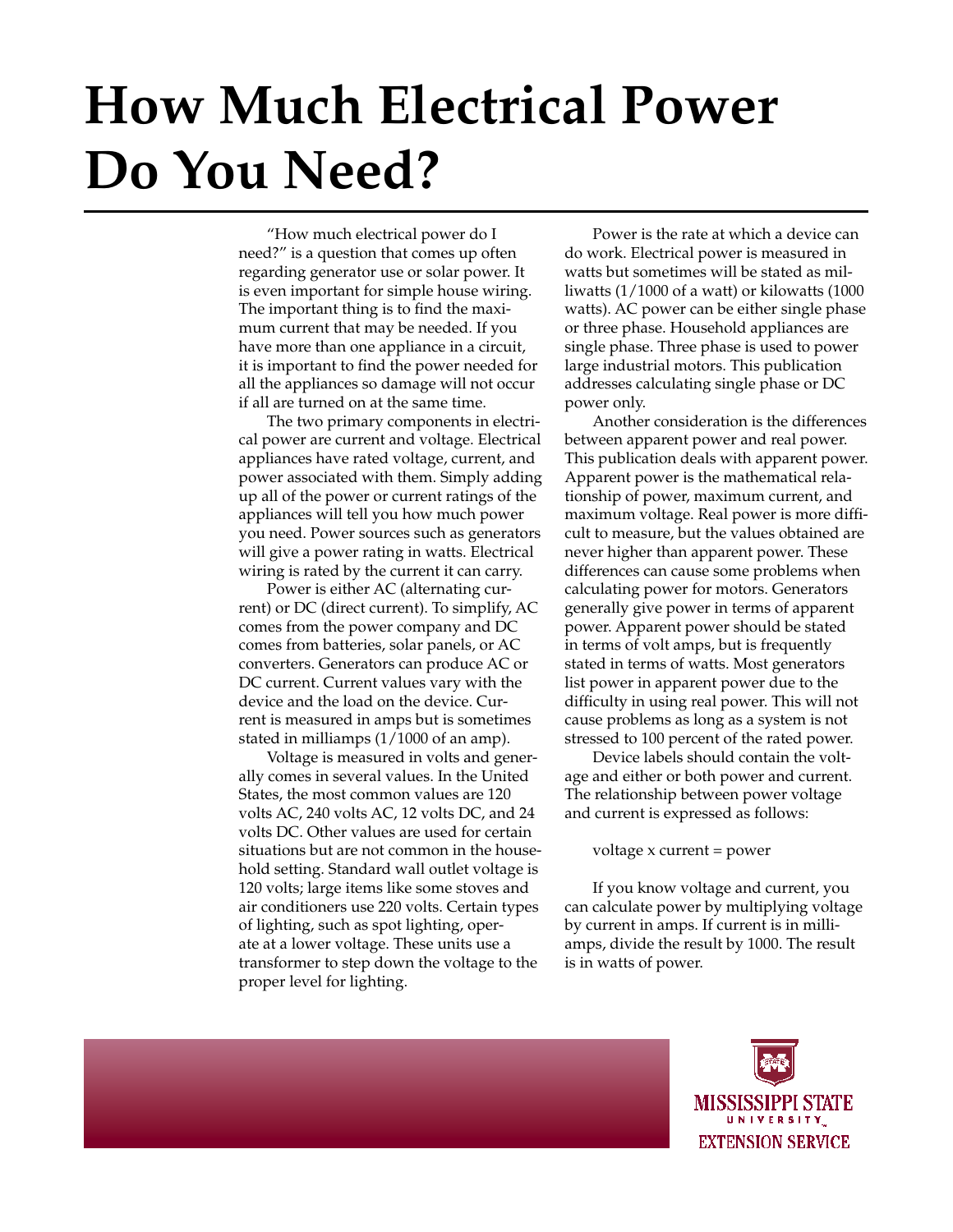# How Much Electrical Power Do You Need?

"How much electrical power do I need?" is a question that comes up often regarding generator use or solar power. It is even important for simple house wiring. The important thing is to find the maximum current that may be needed. If you have more than one appliance in a circuit, it is important to find the power needed for all the appliances so damage will not occur if all are turned on at the same time.

The two primary components in electrical power are current and voltage. Electrical appliances have rated voltage, current, and power associated with them. Simply adding up all of the power or current ratings of the appliances will tell you how much power you need. Power sources such as generators will give a power rating in watts. Electrical wiring is rated by the current it can carry.

Power is either AC (alternating current) or DC (direct current). To simplify, AC comes from the power company and DC comes from batteries, solar panels, or AC converters. Generators can produce AC or DC current. Current values vary with the device and the load on the device. Current is measured in amps but is sometimes stated in milliamps (1/1000 of an amp).

Voltage is measured in volts and generally comes in several values. In the United States, the most common values are 120 volts AC, 240 volts AC, 12 volts DC, and 24 volts DC. Other values are used for certain situations but are not common in the household setting. Standard wall outlet voltage is 120 volts; large items like some stoves and air conditioners use 220 volts. Certain types of lighting, such as spot lighting, operate at a lower voltage. These units use a transformer to step down the voltage to the proper level for lighting.

Power is the rate at which a device can do work. Electrical power is measured in watts but sometimes will be stated as milliwatts (1/1000 of a watt) or kilowatts (1000 watts). AC power can be either single phase or three phase. Household appliances are single phase. Three phase is used to power large industrial motors. This publication addresses calculating single phase or DC power only.

Another consideration is the differences between apparent power and real power. This publication deals with apparent power. Apparent power is the mathematical relationship of power, maximum current, and maximum voltage. Real power is more difficult to measure, but the values obtained are never higher than apparent power. These differences can cause some problems when calculating power for motors. Generators generally give power in terms of apparent power. Apparent power should be stated in terms of volt amps, but is frequently stated in terms of watts. Most generators list power in apparent power due to the difficulty in using real power. This will not cause problems as long as a system is not stressed to 100 percent of the rated power.

Device labels should contain the voltage and either or both power and current. The relationship between power voltage and current is expressed as follows:

voltage x current = power

If you know voltage and current, you can calculate power by multiplying voltage by current in amps. If current is in milliamps, divide the result by 1000. The result is in watts of power.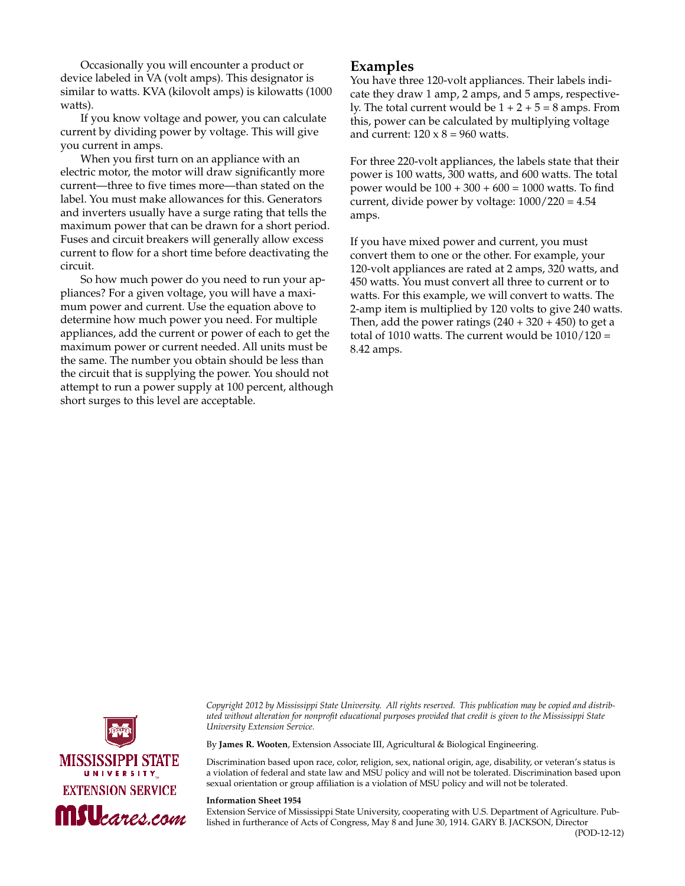Occasionally you will encounter a product or device labeled in VA (volt amps). This designator is similar to watts. KVA (kilovolt amps) is kilowatts (1000 watts).

If you know voltage and power, you can calculate current by dividing power by voltage. This will give you current in amps.

When you first turn on an appliance with an electric motor, the motor will draw significantly more current—three to five times more—than stated on the label. You must make allowances for this. Generators and inverters usually have a surge rating that tells the maximum power that can be drawn for a short period. Fuses and circuit breakers will generally allow excess current to flow for a short time before deactivating the circuit.

So how much power do you need to run your appliances? For a given voltage, you will have a maximum power and current. Use the equation above to determine how much power you need. For multiple appliances, add the current or power of each to get the maximum power or current needed. All units must be the same. The number you obtain should be less than the circuit that is supplying the power. You should not attempt to run a power supply at 100 percent, although short surges to this level are acceptable.

## Examples

You have three 120-volt appliances. Their labels indicate they draw 1 amp, 2 amps, and 5 amps, respectively. The total current would be $1 + 2 + 5 = 8$ amps. From this, power can be calculated by multiplying voltage and current: $120 \times 8 = 960$ watts.

For three 220-volt appliances, the labels state that their power is 100 watts, 300 watts, and 600 watts. The total power would be $100 + 300 + 600 = 1000$ watts. To find current, divide power by voltage: $1000/220 = 4.54$ amps.

If you have mixed power and current, you must convert them to one or the other. For example, your 120-volt appliances are rated at 2 amps, 320 watts, and 450 watts. You must convert all three to current or to watts. For this example, we will convert to watts. The 2-amp item is multiplied by 120 volts to give 240 watts. Then, add the power ratings $(240 + 320 + 450)$ to get a total of 1010 watts. The current would be $1010/120 = 8.42$ amps.

*Copyright 2012 by Mississippi State University. All rights reserved. This publication may be copied and distributed without alteration for nonprofit educational purposes provided that credit is given to the Mississippi State University Extension Service.*

By **James R. Wooten**, Extension Associate III, Agricultural & Biological Engineering.

Discrimination based upon race, color, religion, sex, national origin, age, disability, or veteran's status is a violation of federal and state law and MSU policy and will not be tolerated. Discrimination based upon sexual orientation or group affiliation is a violation of MSU policy and will not be tolerated.

**Information Sheet 1954**

Extension Service of Mississippi State University, cooperating with U.S. Department of Agriculture. Published in furtherance of Acts of Congress, May 8 and June 30, 1914. GARY B. JACKSON, Director

(POD-12-12)

MISSISSIPPI STATE UNIVERSITY EXTENSION SERVICE

MSUcares.com